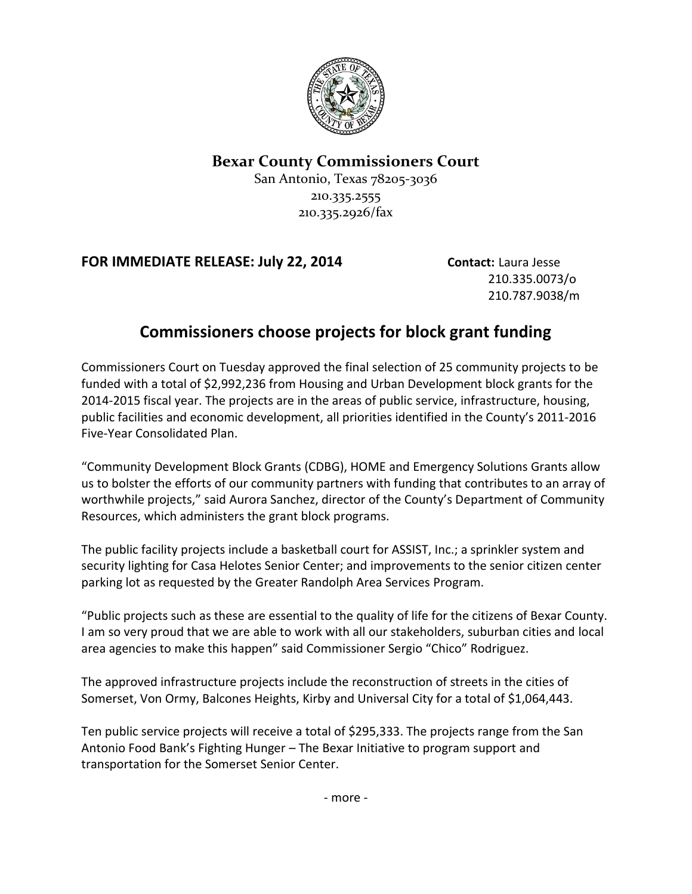**Bexar County Commissioners Court**
San Antonio, Texas 78205-3036
210.335.2555
210.335.2926/fax

**FOR IMMEDIATE RELEASE: July 22, 2014**

**Contact:** Laura Jesse
210.335.0073/o
210.787.9038/m

# Commissioners choose projects for block grant funding

Commissioners Court on Tuesday approved the final selection of 25 community projects to be funded with a total of $2,992,236 from Housing and Urban Development block grants for the 2014-2015 fiscal year. The projects are in the areas of public service, infrastructure, housing, public facilities and economic development, all priorities identified in the County's 2011-2016 Five-Year Consolidated Plan.

"Community Development Block Grants (CDBG), HOME and Emergency Solutions Grants allow us to bolster the efforts of our community partners with funding that contributes to an array of worthwhile projects," said Aurora Sanchez, director of the County's Department of Community Resources, which administers the grant block programs.

The public facility projects include a basketball court for ASSIST, Inc.; a sprinkler system and security lighting for Casa Helotes Senior Center; and improvements to the senior citizen center parking lot as requested by the Greater Randolph Area Services Program.

"Public projects such as these are essential to the quality of life for the citizens of Bexar County. I am so very proud that we are able to work with all our stakeholders, suburban cities and local area agencies to make this happen" said Commissioner Sergio "Chico" Rodriguez.

The approved infrastructure projects include the reconstruction of streets in the cities of Somerset, Von Ormy, Balcones Heights, Kirby and Universal City for a total of $1,064,443.

Ten public service projects will receive a total of $295,333. The projects range from the San Antonio Food Bank's Fighting Hunger – The Bexar Initiative to program support and transportation for the Somerset Senior Center.

- more -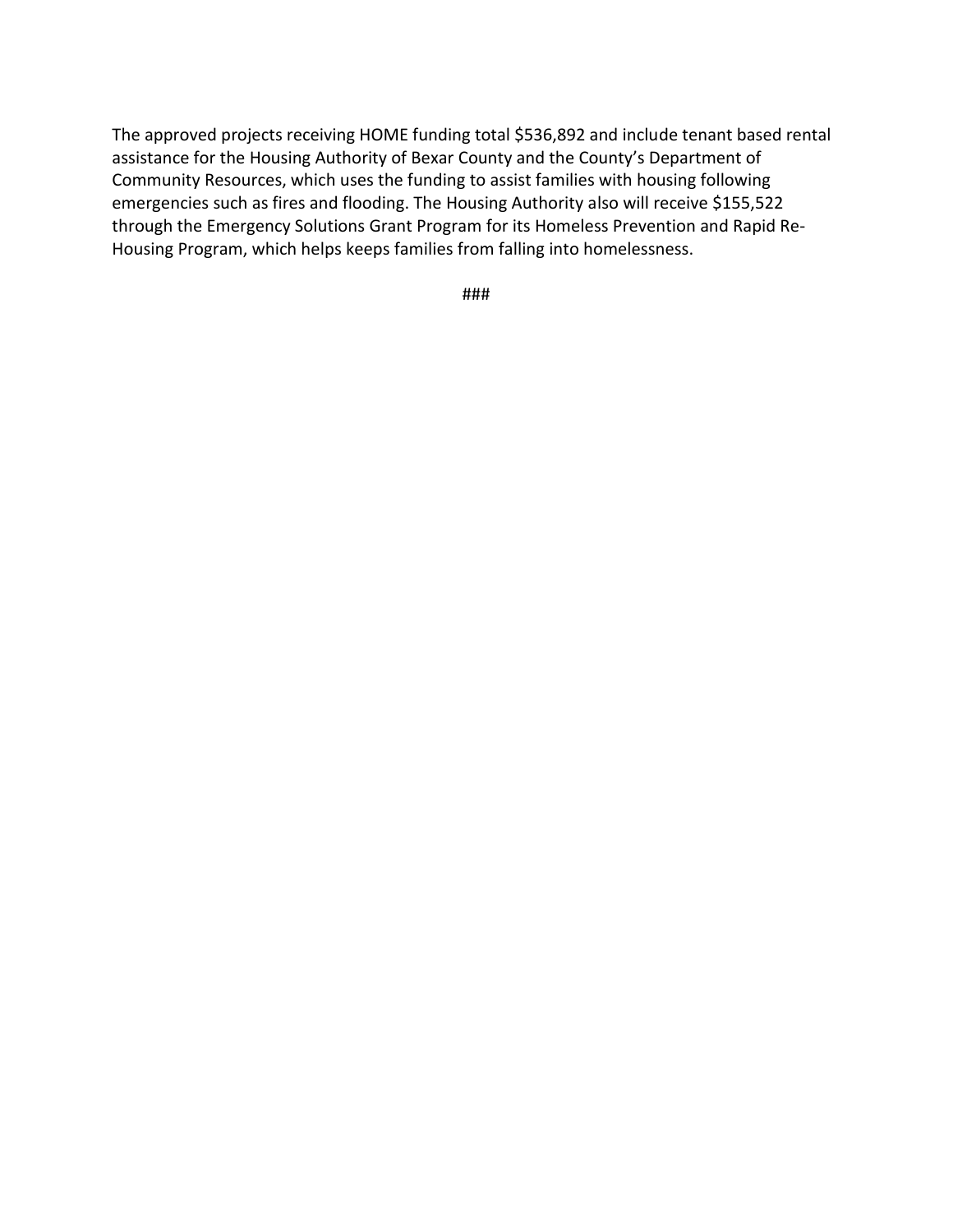The approved projects receiving HOME funding total $536,892 and include tenant based rental assistance for the Housing Authority of Bexar County and the County's Department of Community Resources, which uses the funding to assist families with housing following emergencies such as fires and flooding. The Housing Authority also will receive $155,522 through the Emergency Solutions Grant Program for its Homeless Prevention and Rapid Re-Housing Program, which helps keeps families from falling into homelessness.

###